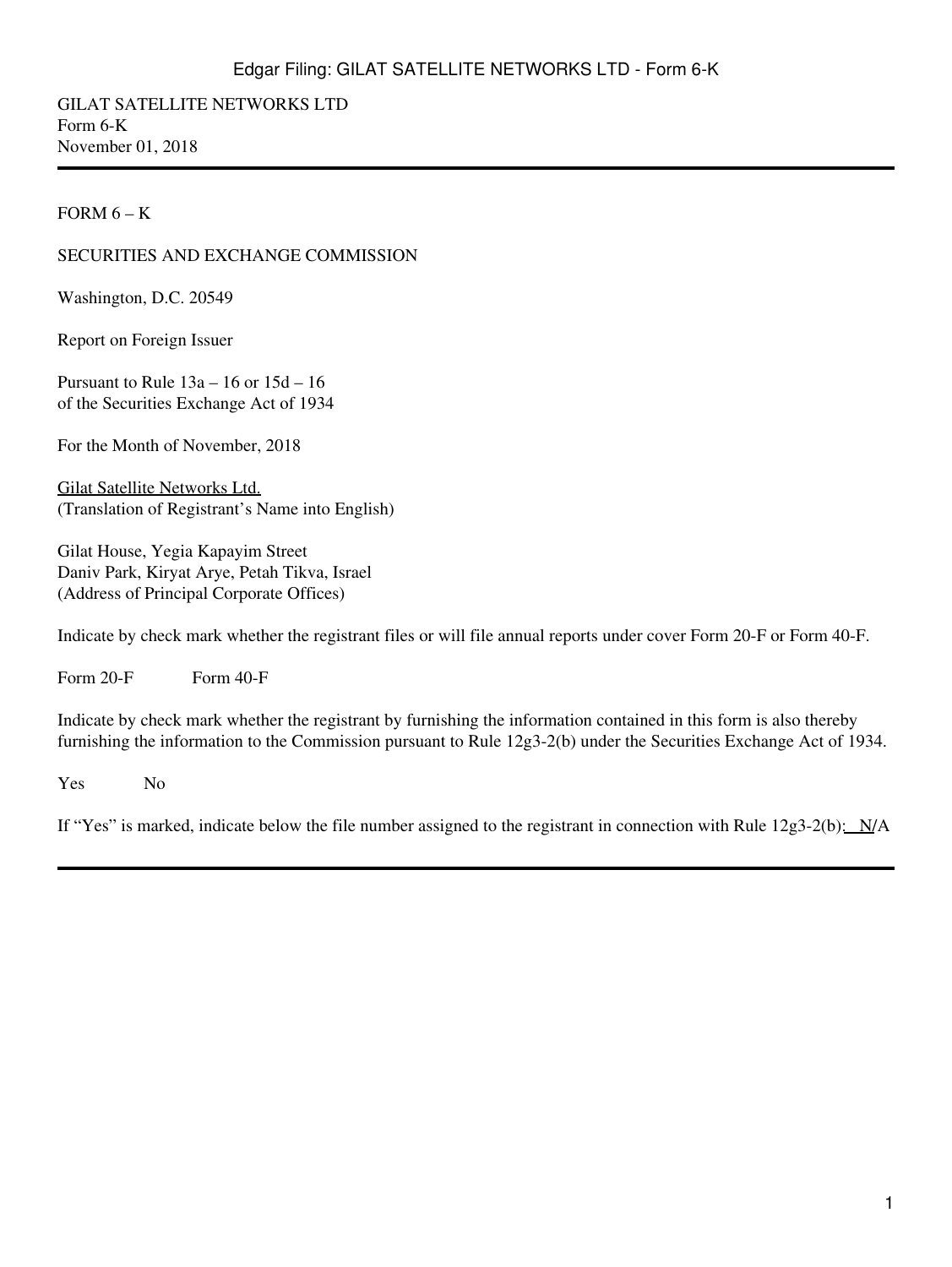GILAT SATELLITE NETWORKS LTD
Form 6-K
November 01, 2018

---

FORM 6 – K

SECURITIES AND EXCHANGE COMMISSION

Washington, D.C. 20549

Report on Foreign Issuer

Pursuant to Rule 13a – 16 or 15d – 16
of the Securities Exchange Act of 1934

For the Month of November, 2018

Gilat Satellite Networks Ltd.
(Translation of Registrant's Name into English)

Gilat House, Yegia Kapayim Street
Daniv Park, Kiryat Arye, Petah Tikva, Israel
(Address of Principal Corporate Offices)

Indicate by check mark whether the registrant files or will file annual reports under cover Form 20-F or Form 40-F.

Form 20-F Form 40-F

Indicate by check mark whether the registrant by furnishing the information contained in this form is also thereby furnishing the information to the Commission pursuant to Rule 12g3-2(b) under the Securities Exchange Act of 1934.

Yes No

If "Yes" is marked, indicate below the file number assigned to the registrant in connection with Rule 12g3-2(b): N/A

---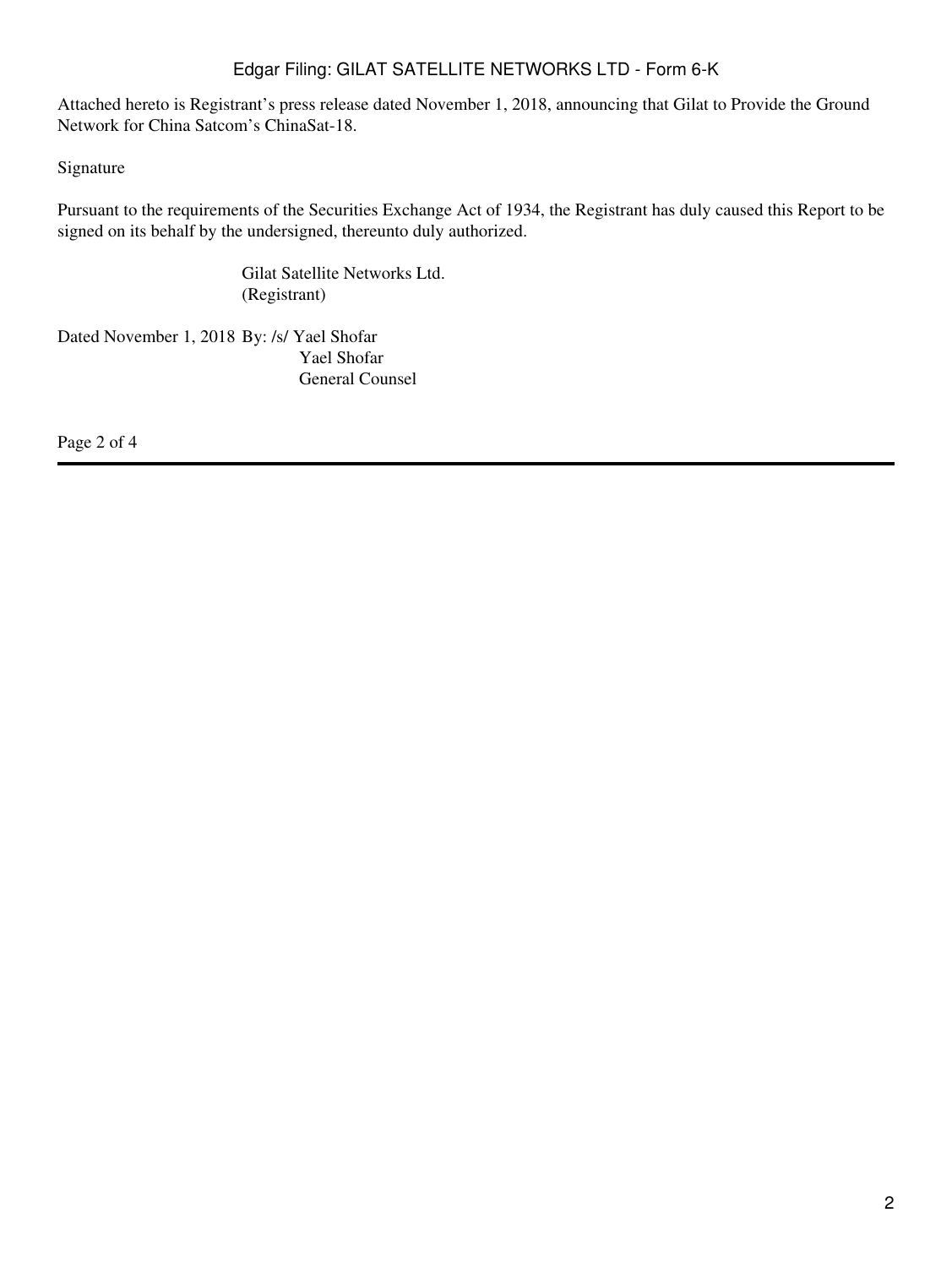Attached hereto is Registrant's press release dated November 1, 2018, announcing that Gilat to Provide the Ground Network for China Satcom's ChinaSat-18.

Signature

Pursuant to the requirements of the Securities Exchange Act of 1934, the Registrant has duly caused this Report to be signed on its behalf by the undersigned, thereunto duly authorized.

Gilat Satellite Networks Ltd.
(Registrant)

Dated November 1, 2018 By: /s/ Yael Shofar
Yael Shofar
General Counsel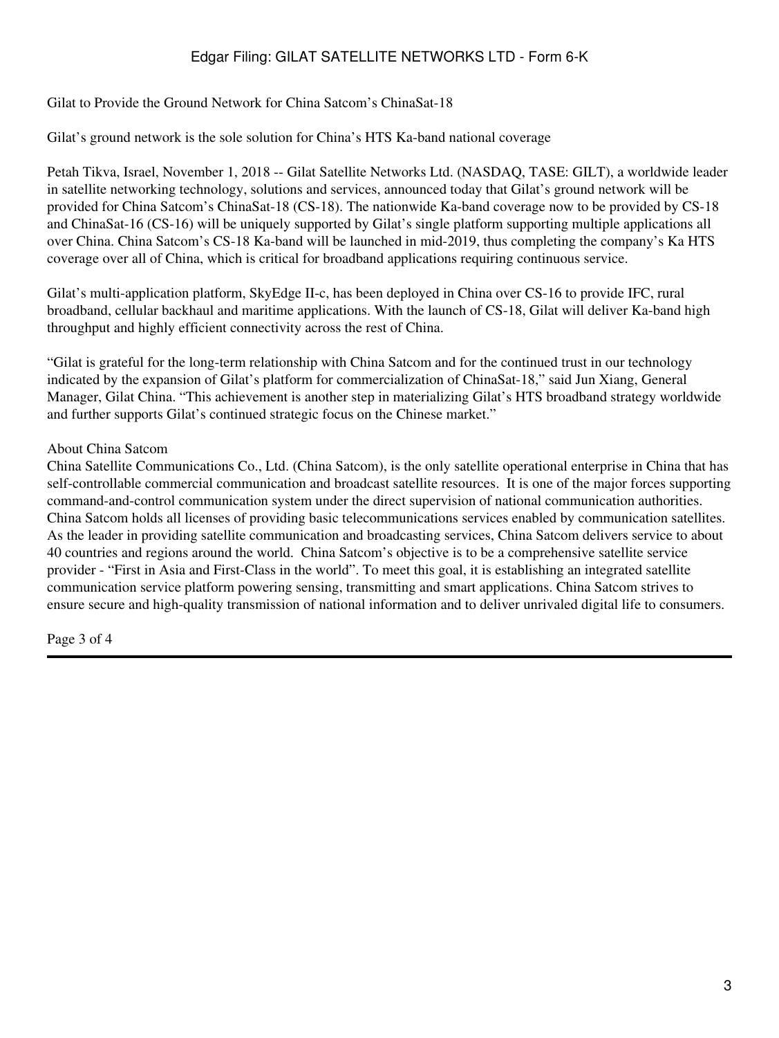# Gilat to Provide the Ground Network for China Satcom's ChinaSat-18

Gilat's ground network is the sole solution for China's HTS Ka-band national coverage

Petah Tikva, Israel, November 1, 2018 -- Gilat Satellite Networks Ltd. (NASDAQ, TASE: GILT), a worldwide leader in satellite networking technology, solutions and services, announced today that Gilat's ground network will be provided for China Satcom's ChinaSat-18 (CS-18). The nationwide Ka-band coverage now to be provided by CS-18 and ChinaSat-16 (CS-16) will be uniquely supported by Gilat's single platform supporting multiple applications all over China. China Satcom's CS-18 Ka-band will be launched in mid-2019, thus completing the company's Ka HTS coverage over all of China, which is critical for broadband applications requiring continuous service.

Gilat's multi-application platform, SkyEdge II-c, has been deployed in China over CS-16 to provide IFC, rural broadband, cellular backhaul and maritime applications. With the launch of CS-18, Gilat will deliver Ka-band high throughput and highly efficient connectivity across the rest of China.

"Gilat is grateful for the long-term relationship with China Satcom and for the continued trust in our technology indicated by the expansion of Gilat's platform for commercialization of ChinaSat-18," said Jun Xiang, General Manager, Gilat China. "This achievement is another step in materializing Gilat's HTS broadband strategy worldwide and further supports Gilat's continued strategic focus on the Chinese market."

## About China Satcom

China Satellite Communications Co., Ltd. (China Satcom), is the only satellite operational enterprise in China that has self-controllable commercial communication and broadcast satellite resources. It is one of the major forces supporting command-and-control communication system under the direct supervision of national communication authorities. China Satcom holds all licenses of providing basic telecommunications services enabled by communication satellites. As the leader in providing satellite communication and broadcasting services, China Satcom delivers service to about 40 countries and regions around the world. China Satcom's objective is to be a comprehensive satellite service provider - "First in Asia and First-Class in the world". To meet this goal, it is establishing an integrated satellite communication service platform powering sensing, transmitting and smart applications. China Satcom strives to ensure secure and high-quality transmission of national information and to deliver unrivaled digital life to consumers.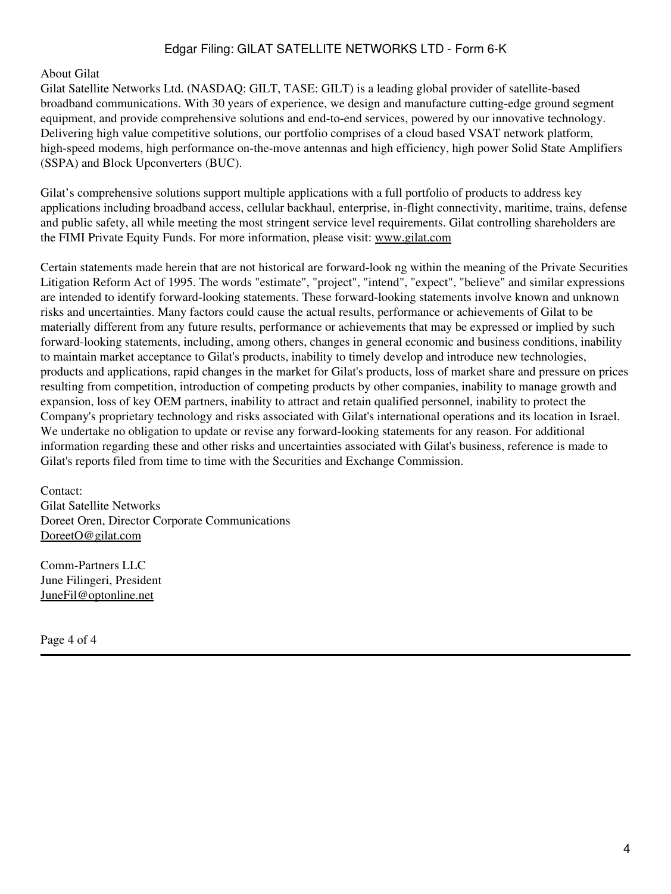About Gilat

Gilat Satellite Networks Ltd. (NASDAQ: GILT, TASE: GILT) is a leading global provider of satellite-based broadband communications. With 30 years of experience, we design and manufacture cutting-edge ground segment equipment, and provide comprehensive solutions and end-to-end services, powered by our innovative technology. Delivering high value competitive solutions, our portfolio comprises of a cloud based VSAT network platform, high-speed modems, high performance on-the-move antennas and high efficiency, high power Solid State Amplifiers (SSPA) and Block Upconverters (BUC).

Gilat's comprehensive solutions support multiple applications with a full portfolio of products to address key applications including broadband access, cellular backhaul, enterprise, in-flight connectivity, maritime, trains, defense and public safety, all while meeting the most stringent service level requirements. Gilat controlling shareholders are the FIMI Private Equity Funds. For more information, please visit: www.gilat.com

Certain statements made herein that are not historical are forward-look ng within the meaning of the Private Securities Litigation Reform Act of 1995. The words "estimate", "project", "intend", "expect", "believe" and similar expressions are intended to identify forward-looking statements. These forward-looking statements involve known and unknown risks and uncertainties. Many factors could cause the actual results, performance or achievements of Gilat to be materially different from any future results, performance or achievements that may be expressed or implied by such forward-looking statements, including, among others, changes in general economic and business conditions, inability to maintain market acceptance to Gilat's products, inability to timely develop and introduce new technologies, products and applications, rapid changes in the market for Gilat's products, loss of market share and pressure on prices resulting from competition, introduction of competing products by other companies, inability to manage growth and expansion, loss of key OEM partners, inability to attract and retain qualified personnel, inability to protect the Company's proprietary technology and risks associated with Gilat's international operations and its location in Israel. We undertake no obligation to update or revise any forward-looking statements for any reason. For additional information regarding these and other risks and uncertainties associated with Gilat's business, reference is made to Gilat's reports filed from time to time with the Securities and Exchange Commission.

Contact:
Gilat Satellite Networks
Doreet Oren, Director Corporate Communications
DoreetO@gilat.com

Comm-Partners LLC
June Filingeri, President
JuneFil@optonline.net